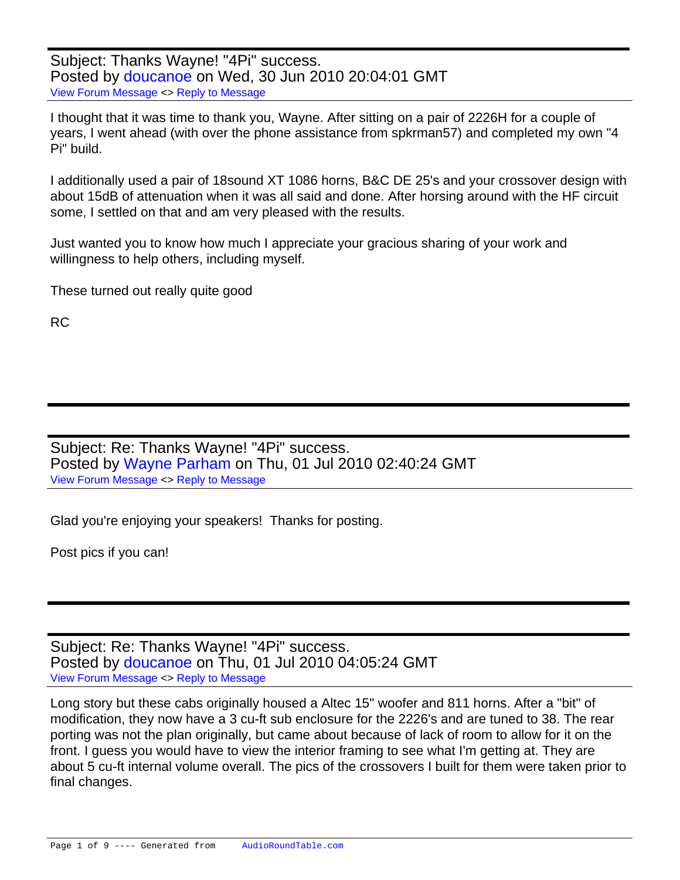Subject: Thanks Wayne! "4Pi" success.
Posted by doucanoe on Wed, 30 Jun 2010 20:04:01 GMT
View Forum Message <> Reply to Message

---

I thought that it was time to thank you, Wayne. After sitting on a pair of 2226H for a couple of years, I went ahead (with over the phone assistance from spkrman57) and completed my own "4 Pi" build.

I additionally used a pair of 18sound XT 1086 horns, B&C DE 25's and your crossover design with about 15dB of attenuation when it was all said and done. After horsing around with the HF circuit some, I settled on that and am very pleased with the results.

Just wanted you to know how much I appreciate your gracious sharing of your work and willingness to help others, including myself.

These turned out really quite good

RC

---

Subject: Re: Thanks Wayne! "4Pi" success.
Posted by Wayne Parham on Thu, 01 Jul 2010 02:40:24 GMT
View Forum Message <> Reply to Message

---

Glad you're enjoying your speakers! Thanks for posting.

Post pics if you can!

---

Subject: Re: Thanks Wayne! "4Pi" success.
Posted by doucanoe on Thu, 01 Jul 2010 04:05:24 GMT
View Forum Message <> Reply to Message

---

Long story but these cabs originally housed a Altec 15" woofer and 811 horns. After a "bit" of modification, they now have a 3 cu-ft sub enclosure for the 2226's and are tuned to 38. The rear porting was not the plan originally, but came about because of lack of room to allow for it on the front. I guess you would have to view the interior framing to see what I'm getting at. They are about 5 cu-ft internal volume overall. The pics of the crossovers I built for them were taken prior to final changes.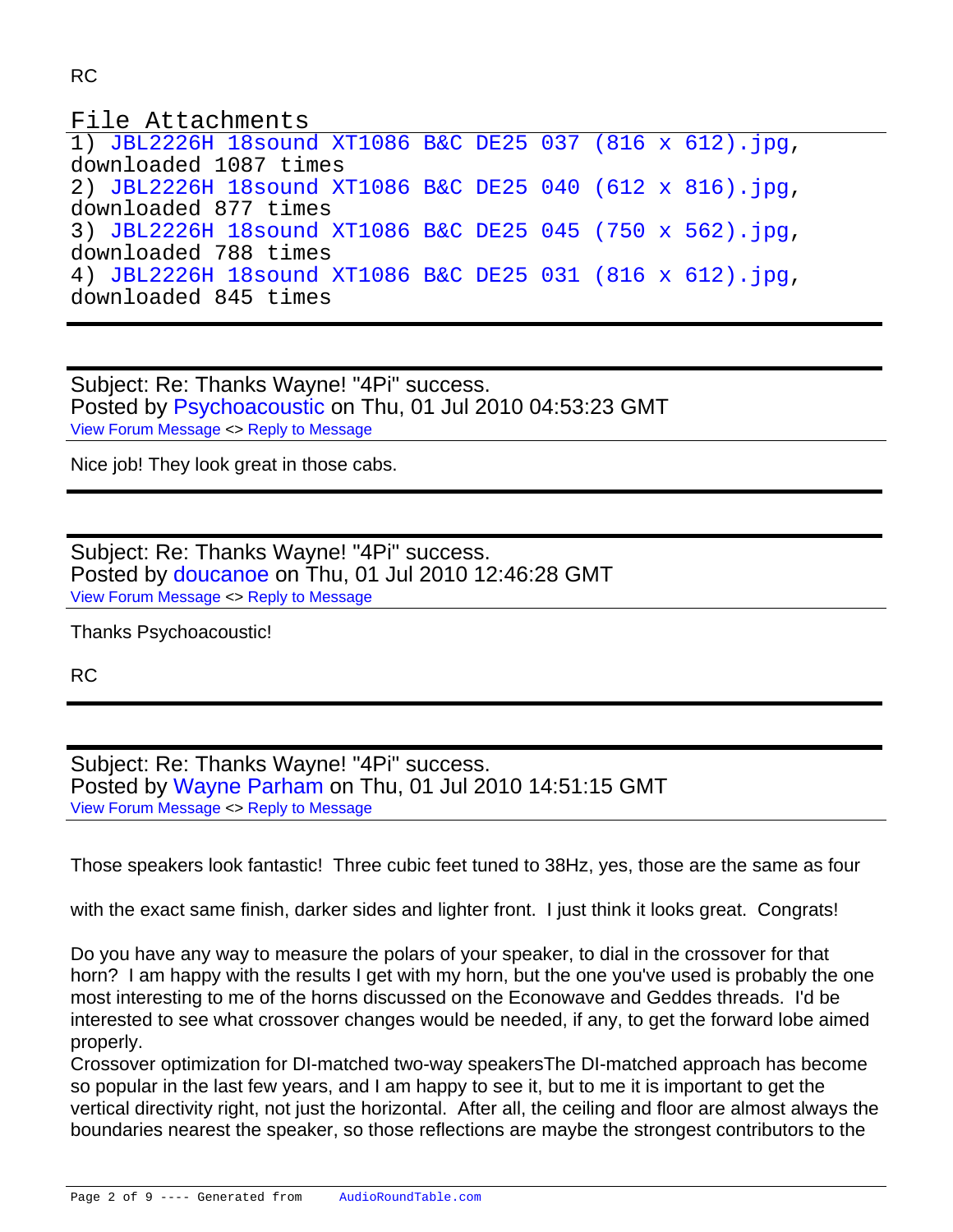RC

File Attachments
1) JBL2226H 18sound XT1086 B&C DE25 037 (816 x 612).jpg, downloaded 1087 times
2) JBL2226H 18sound XT1086 B&C DE25 040 (612 x 816).jpg, downloaded 877 times
3) JBL2226H 18sound XT1086 B&C DE25 045 (750 x 562).jpg, downloaded 788 times
4) JBL2226H 18sound XT1086 B&C DE25 031 (816 x 612).jpg, downloaded 845 times

---

Subject: Re: Thanks Wayne! "4Pi" success.
Posted by Psychoacoustic on Thu, 01 Jul 2010 04:53:23 GMT
View Forum Message <> Reply to Message

Nice job! They look great in those cabs.

---

Subject: Re: Thanks Wayne! "4Pi" success.
Posted by doucanoe on Thu, 01 Jul 2010 12:46:28 GMT
View Forum Message <> Reply to Message

Thanks Psychoacoustic!

RC

---

Subject: Re: Thanks Wayne! "4Pi" success.
Posted by Wayne Parham on Thu, 01 Jul 2010 14:51:15 GMT
View Forum Message <> Reply to Message

Those speakers look fantastic! Three cubic feet tuned to 38Hz, yes, those are the same as four

with the exact same finish, darker sides and lighter front. I just think it looks great. Congrats!

Do you have any way to measure the polars of your speaker, to dial in the crossover for that horn? I am happy with the results I get with my horn, but the one you've used is probably the one most interesting to me of the horns discussed on the Econowave and Geddes threads. I'd be interested to see what crossover changes would be needed, if any, to get the forward lobe aimed properly.
Crossover optimization for DI-matched two-way speakersThe DI-matched approach has become so popular in the last few years, and I am happy to see it, but to me it is important to get the vertical directivity right, not just the horizontal. After all, the ceiling and floor are almost always the boundaries nearest the speaker, so those reflections are maybe the strongest contributors to the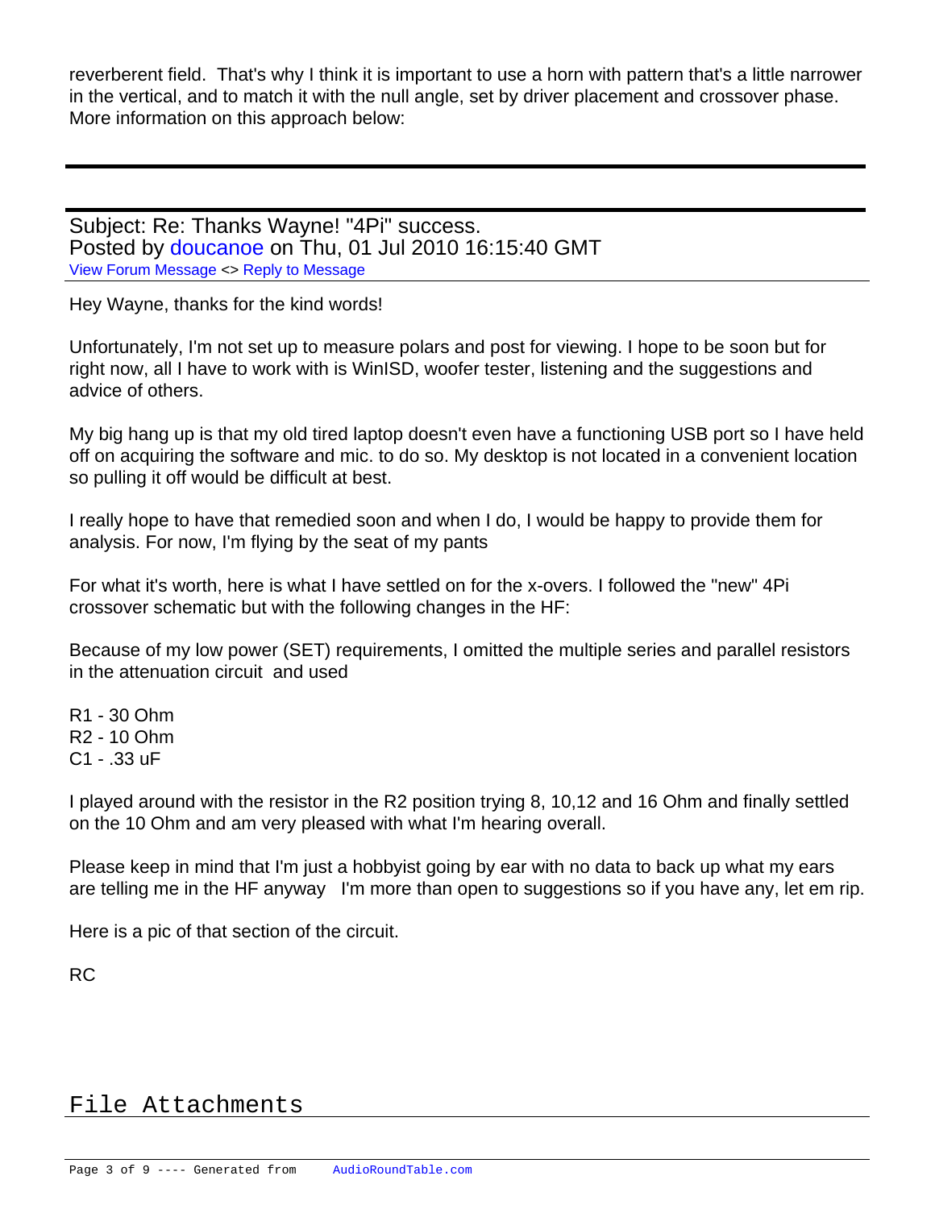reverberent field. That's why I think it is important to use a horn with pattern that's a little narrower in the vertical, and to match it with the null angle, set by driver placement and crossover phase. More information on this approach below:

---

Subject: Re: Thanks Wayne! "4Pi" success.
Posted by doucanoe on Thu, 01 Jul 2010 16:15:40 GMT
View Forum Message <> Reply to Message

Hey Wayne, thanks for the kind words!

Unfortunately, I'm not set up to measure polars and post for viewing. I hope to be soon but for right now, all I have to work with is WinISD, woofer tester, listening and the suggestions and advice of others.

My big hang up is that my old tired laptop doesn't even have a functioning USB port so I have held off on acquiring the software and mic. to do so. My desktop is not located in a convenient location so pulling it off would be difficult at best.

I really hope to have that remedied soon and when I do, I would be happy to provide them for analysis. For now, I'm flying by the seat of my pants

For what it's worth, here is what I have settled on for the x-overs. I followed the "new" 4Pi crossover schematic but with the following changes in the HF:

Because of my low power (SET) requirements, I omitted the multiple series and parallel resistors in the attenuation circuit and used

R1 - 30 Ohm
R2 - 10 Ohm
C1 - .33 uF

I played around with the resistor in the R2 position trying 8, 10,12 and 16 Ohm and finally settled on the 10 Ohm and am very pleased with what I'm hearing overall.

Please keep in mind that I'm just a hobbyist going by ear with no data to back up what my ears are telling me in the HF anyway I'm more than open to suggestions so if you have any, let em rip.

Here is a pic of that section of the circuit.

RC

## File Attachments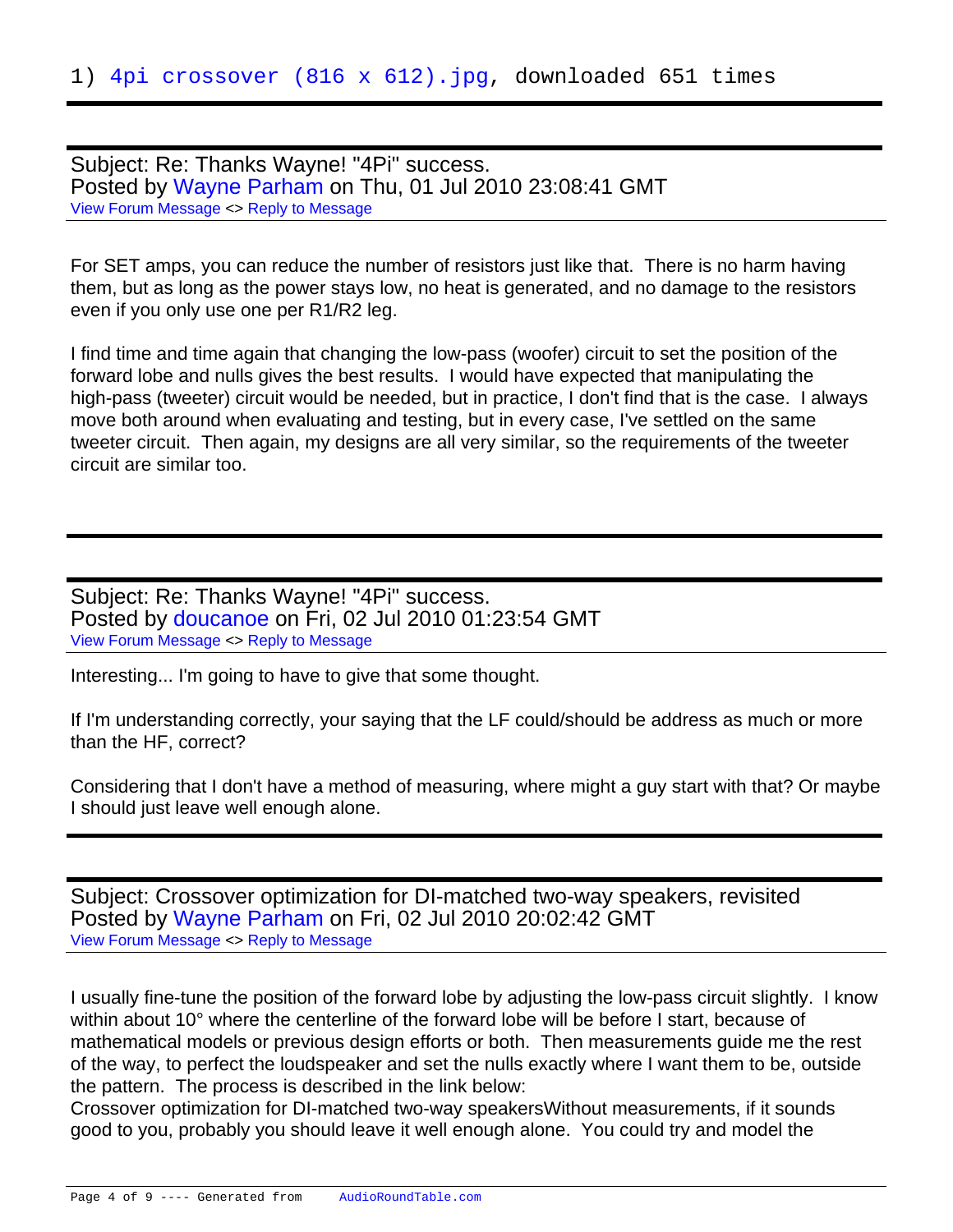1) 4pi crossover (816 x 612).jpg, downloaded 651 times

---

Subject: Re: Thanks Wayne! "4Pi" success.
Posted by Wayne Parham on Thu, 01 Jul 2010 23:08:41 GMT
View Forum Message <> Reply to Message

For SET amps, you can reduce the number of resistors just like that. There is no harm having them, but as long as the power stays low, no heat is generated, and no damage to the resistors even if you only use one per R1/R2 leg.

I find time and time again that changing the low-pass (woofer) circuit to set the position of the forward lobe and nulls gives the best results. I would have expected that manipulating the high-pass (tweeter) circuit would be needed, but in practice, I don't find that is the case. I always move both around when evaluating and testing, but in every case, I've settled on the same tweeter circuit. Then again, my designs are all very similar, so the requirements of the tweeter circuit are similar too.

---

Subject: Re: Thanks Wayne! "4Pi" success.
Posted by doucanoe on Fri, 02 Jul 2010 01:23:54 GMT
View Forum Message <> Reply to Message

Interesting... I'm going to have to give that some thought.

If I'm understanding correctly, your saying that the LF could/should be address as much or more than the HF, correct?

Considering that I don't have a method of measuring, where might a guy start with that? Or maybe I should just leave well enough alone.

---

Subject: Crossover optimization for DI-matched two-way speakers, revisited
Posted by Wayne Parham on Fri, 02 Jul 2010 20:02:42 GMT
View Forum Message <> Reply to Message

I usually fine-tune the position of the forward lobe by adjusting the low-pass circuit slightly. I know within about 10° where the centerline of the forward lobe will be before I start, because of mathematical models or previous design efforts or both. Then measurements guide me the rest of the way, to perfect the loudspeaker and set the nulls exactly where I want them to be, outside the pattern. The process is described in the link below:
Crossover optimization for DI-matched two-way speakersWithout measurements, if it sounds good to you, probably you should leave it well enough alone. You could try and model the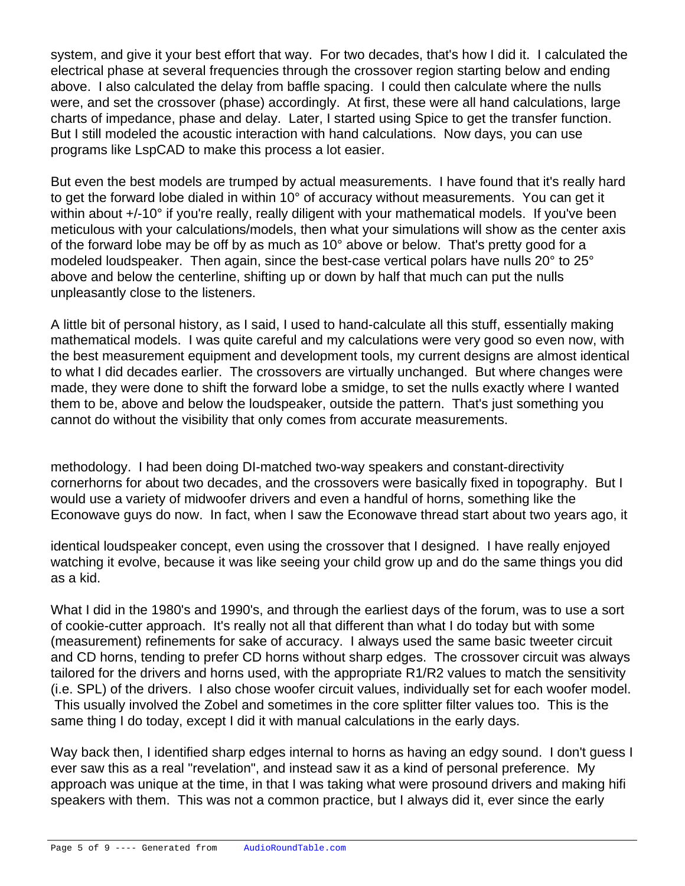system, and give it your best effort that way. For two decades, that's how I did it. I calculated the electrical phase at several frequencies through the crossover region starting below and ending above. I also calculated the delay from baffle spacing. I could then calculate where the nulls were, and set the crossover (phase) accordingly. At first, these were all hand calculations, large charts of impedance, phase and delay. Later, I started using Spice to get the transfer function. But I still modeled the acoustic interaction with hand calculations. Now days, you can use programs like LspCAD to make this process a lot easier.

But even the best models are trumped by actual measurements. I have found that it's really hard to get the forward lobe dialed in within 10° of accuracy without measurements. You can get it within about +/-10° if you're really, really diligent with your mathematical models. If you've been meticulous with your calculations/models, then what your simulations will show as the center axis of the forward lobe may be off by as much as 10° above or below. That's pretty good for a modeled loudspeaker. Then again, since the best-case vertical polars have nulls 20° to 25° above and below the centerline, shifting up or down by half that much can put the nulls unpleasantly close to the listeners.

A little bit of personal history, as I said, I used to hand-calculate all this stuff, essentially making mathematical models. I was quite careful and my calculations were very good so even now, with the best measurement equipment and development tools, my current designs are almost identical to what I did decades earlier. The crossovers are virtually unchanged. But where changes were made, they were done to shift the forward lobe a smidge, to set the nulls exactly where I wanted them to be, above and below the loudspeaker, outside the pattern. That's just something you cannot do without the visibility that only comes from accurate measurements.

methodology. I had been doing DI-matched two-way speakers and constant-directivity cornerhorns for about two decades, and the crossovers were basically fixed in topography. But I would use a variety of midwoofer drivers and even a handful of horns, something like the Econowave guys do now. In fact, when I saw the Econowave thread start about two years ago, it

identical loudspeaker concept, even using the crossover that I designed. I have really enjoyed watching it evolve, because it was like seeing your child grow up and do the same things you did as a kid.

What I did in the 1980's and 1990's, and through the earliest days of the forum, was to use a sort of cookie-cutter approach. It's really not all that different than what I do today but with some (measurement) refinements for sake of accuracy. I always used the same basic tweeter circuit and CD horns, tending to prefer CD horns without sharp edges. The crossover circuit was always tailored for the drivers and horns used, with the appropriate R1/R2 values to match the sensitivity (i.e. SPL) of the drivers. I also chose woofer circuit values, individually set for each woofer model. This usually involved the Zobel and sometimes in the core splitter filter values too. This is the same thing I do today, except I did it with manual calculations in the early days.

Way back then, I identified sharp edges internal to horns as having an edgy sound. I don't guess I ever saw this as a real "revelation", and instead saw it as a kind of personal preference. My approach was unique at the time, in that I was taking what were prosound drivers and making hifi speakers with them. This was not a common practice, but I always did it, ever since the early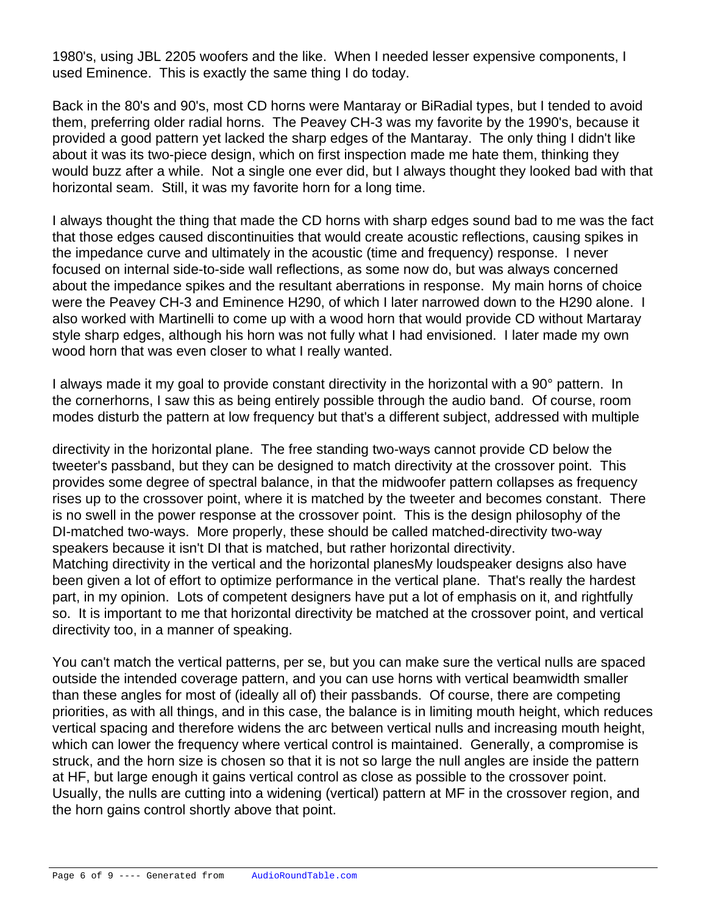1980's, using JBL 2205 woofers and the like. When I needed lesser expensive components, I used Eminence. This is exactly the same thing I do today.

Back in the 80's and 90's, most CD horns were Mantaray or BiRadial types, but I tended to avoid them, preferring older radial horns. The Peavey CH-3 was my favorite by the 1990's, because it provided a good pattern yet lacked the sharp edges of the Mantaray. The only thing I didn't like about it was its two-piece design, which on first inspection made me hate them, thinking they would buzz after a while. Not a single one ever did, but I always thought they looked bad with that horizontal seam. Still, it was my favorite horn for a long time.

I always thought the thing that made the CD horns with sharp edges sound bad to me was the fact that those edges caused discontinuities that would create acoustic reflections, causing spikes in the impedance curve and ultimately in the acoustic (time and frequency) response. I never focused on internal side-to-side wall reflections, as some now do, but was always concerned about the impedance spikes and the resultant aberrations in response. My main horns of choice were the Peavey CH-3 and Eminence H290, of which I later narrowed down to the H290 alone. I also worked with Martinelli to come up with a wood horn that would provide CD without Martaray style sharp edges, although his horn was not fully what I had envisioned. I later made my own wood horn that was even closer to what I really wanted.

I always made it my goal to provide constant directivity in the horizontal with a 90° pattern. In the cornerhorns, I saw this as being entirely possible through the audio band. Of course, room modes disturb the pattern at low frequency but that's a different subject, addressed with multiple

directivity in the horizontal plane. The free standing two-ways cannot provide CD below the tweeter's passband, but they can be designed to match directivity at the crossover point. This provides some degree of spectral balance, in that the midwoofer pattern collapses as frequency rises up to the crossover point, where it is matched by the tweeter and becomes constant. There is no swell in the power response at the crossover point. This is the design philosophy of the DI-matched two-ways. More properly, these should be called matched-directivity two-way speakers because it isn't DI that is matched, but rather horizontal directivity.

Matching directivity in the vertical and the horizontal planesMy loudspeaker designs also have been given a lot of effort to optimize performance in the vertical plane. That's really the hardest part, in my opinion. Lots of competent designers have put a lot of emphasis on it, and rightfully so. It is important to me that horizontal directivity be matched at the crossover point, and vertical directivity too, in a manner of speaking.

You can't match the vertical patterns, per se, but you can make sure the vertical nulls are spaced outside the intended coverage pattern, and you can use horns with vertical beamwidth smaller than these angles for most of (ideally all of) their passbands. Of course, there are competing priorities, as with all things, and in this case, the balance is in limiting mouth height, which reduces vertical spacing and therefore widens the arc between vertical nulls and increasing mouth height, which can lower the frequency where vertical control is maintained. Generally, a compromise is struck, and the horn size is chosen so that it is not so large the null angles are inside the pattern at HF, but large enough it gains vertical control as close as possible to the crossover point. Usually, the nulls are cutting into a widening (vertical) pattern at MF in the crossover region, and the horn gains control shortly above that point.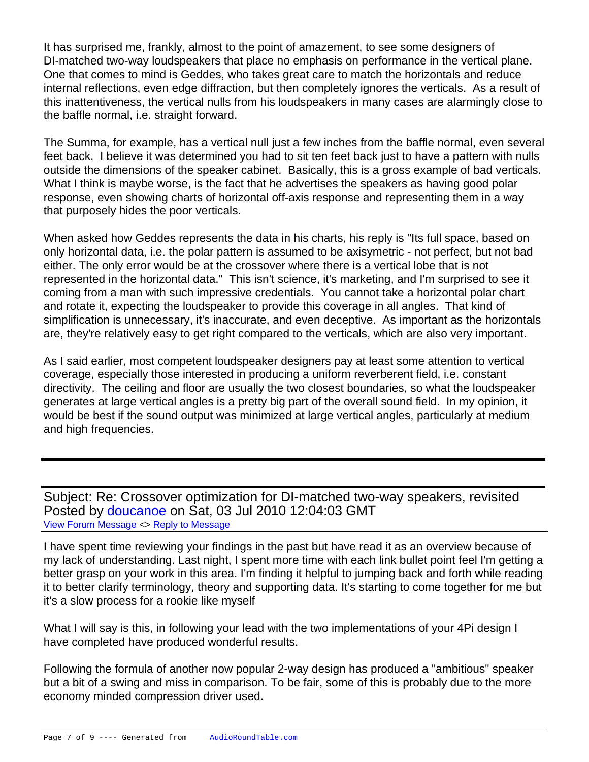It has surprised me, frankly, almost to the point of amazement, to see some designers of DI-matched two-way loudspeakers that place no emphasis on performance in the vertical plane. One that comes to mind is Geddes, who takes great care to match the horizontals and reduce internal reflections, even edge diffraction, but then completely ignores the verticals. As a result of this inattentiveness, the vertical nulls from his loudspeakers in many cases are alarmingly close to the baffle normal, i.e. straight forward.

The Summa, for example, has a vertical null just a few inches from the baffle normal, even several feet back. I believe it was determined you had to sit ten feet back just to have a pattern with nulls outside the dimensions of the speaker cabinet. Basically, this is a gross example of bad verticals. What I think is maybe worse, is the fact that he advertises the speakers as having good polar response, even showing charts of horizontal off-axis response and representing them in a way that purposely hides the poor verticals.

When asked how Geddes represents the data in his charts, his reply is "Its full space, based on only horizontal data, i.e. the polar pattern is assumed to be axisymetric - not perfect, but not bad either. The only error would be at the crossover where there is a vertical lobe that is not represented in the horizontal data." This isn't science, it's marketing, and I'm surprised to see it coming from a man with such impressive credentials. You cannot take a horizontal polar chart and rotate it, expecting the loudspeaker to provide this coverage in all angles. That kind of simplification is unnecessary, it's inaccurate, and even deceptive. As important as the horizontals are, they're relatively easy to get right compared to the verticals, which are also very important.

As I said earlier, most competent loudspeaker designers pay at least some attention to vertical coverage, especially those interested in producing a uniform reverberent field, i.e. constant directivity. The ceiling and floor are usually the two closest boundaries, so what the loudspeaker generates at large vertical angles is a pretty big part of the overall sound field. In my opinion, it would be best if the sound output was minimized at large vertical angles, particularly at medium and high frequencies.

---

Subject: Re: Crossover optimization for DI-matched two-way speakers, revisited
Posted by doucanoe on Sat, 03 Jul 2010 12:04:03 GMT
View Forum Message <> Reply to Message

I have spent time reviewing your findings in the past but have read it as an overview because of my lack of understanding. Last night, I spent more time with each link bullet point feel I'm getting a better grasp on your work in this area. I'm finding it helpful to jumping back and forth while reading it to better clarify terminology, theory and supporting data. It's starting to come together for me but it's a slow process for a rookie like myself

What I will say is this, in following your lead with the two implementations of your 4Pi design I have completed have produced wonderful results.

Following the formula of another now popular 2-way design has produced a "ambitious" speaker but a bit of a swing and miss in comparison. To be fair, some of this is probably due to the more economy minded compression driver used.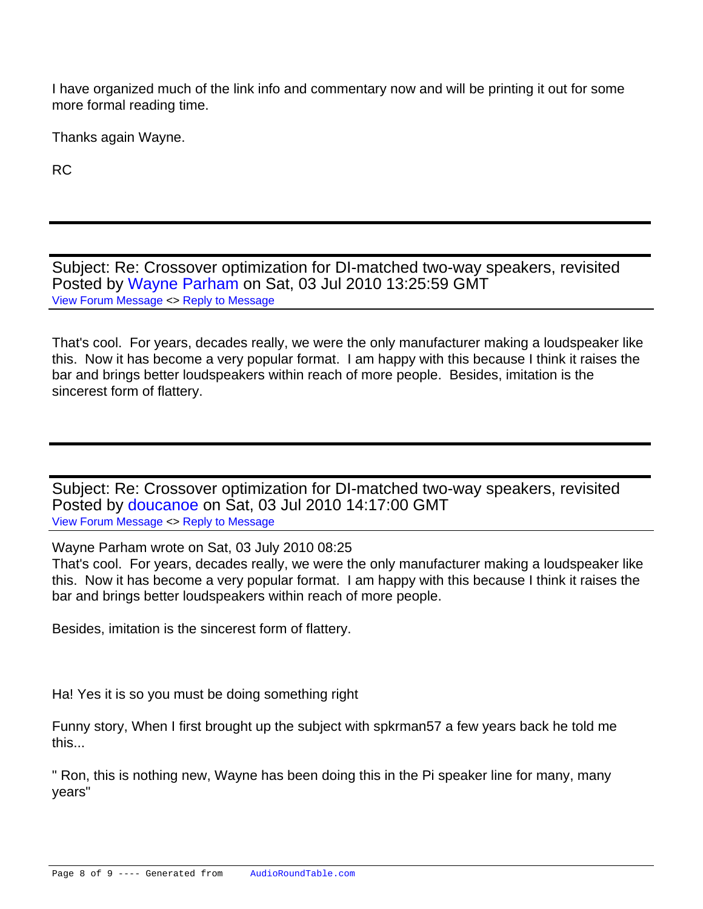I have organized much of the link info and commentary now and will be printing it out for some more formal reading time.

Thanks again Wayne.

RC

---

Subject: Re: Crossover optimization for DI-matched two-way speakers, revisited
Posted by Wayne Parham on Sat, 03 Jul 2010 13:25:59 GMT
View Forum Message <> Reply to Message

That's cool. For years, decades really, we were the only manufacturer making a loudspeaker like this. Now it has become a very popular format. I am happy with this because I think it raises the bar and brings better loudspeakers within reach of more people. Besides, imitation is the sincerest form of flattery.

---

Subject: Re: Crossover optimization for DI-matched two-way speakers, revisited
Posted by doucanoe on Sat, 03 Jul 2010 14:17:00 GMT
View Forum Message <> Reply to Message

Wayne Parham wrote on Sat, 03 July 2010 08:25
That's cool. For years, decades really, we were the only manufacturer making a loudspeaker like this. Now it has become a very popular format. I am happy with this because I think it raises the bar and brings better loudspeakers within reach of more people.

Besides, imitation is the sincerest form of flattery.

Ha! Yes it is so you must be doing something right

Funny story, When I first brought up the subject with spkrman57 a few years back he told me this...

" Ron, this is nothing new, Wayne has been doing this in the Pi speaker line for many, many years"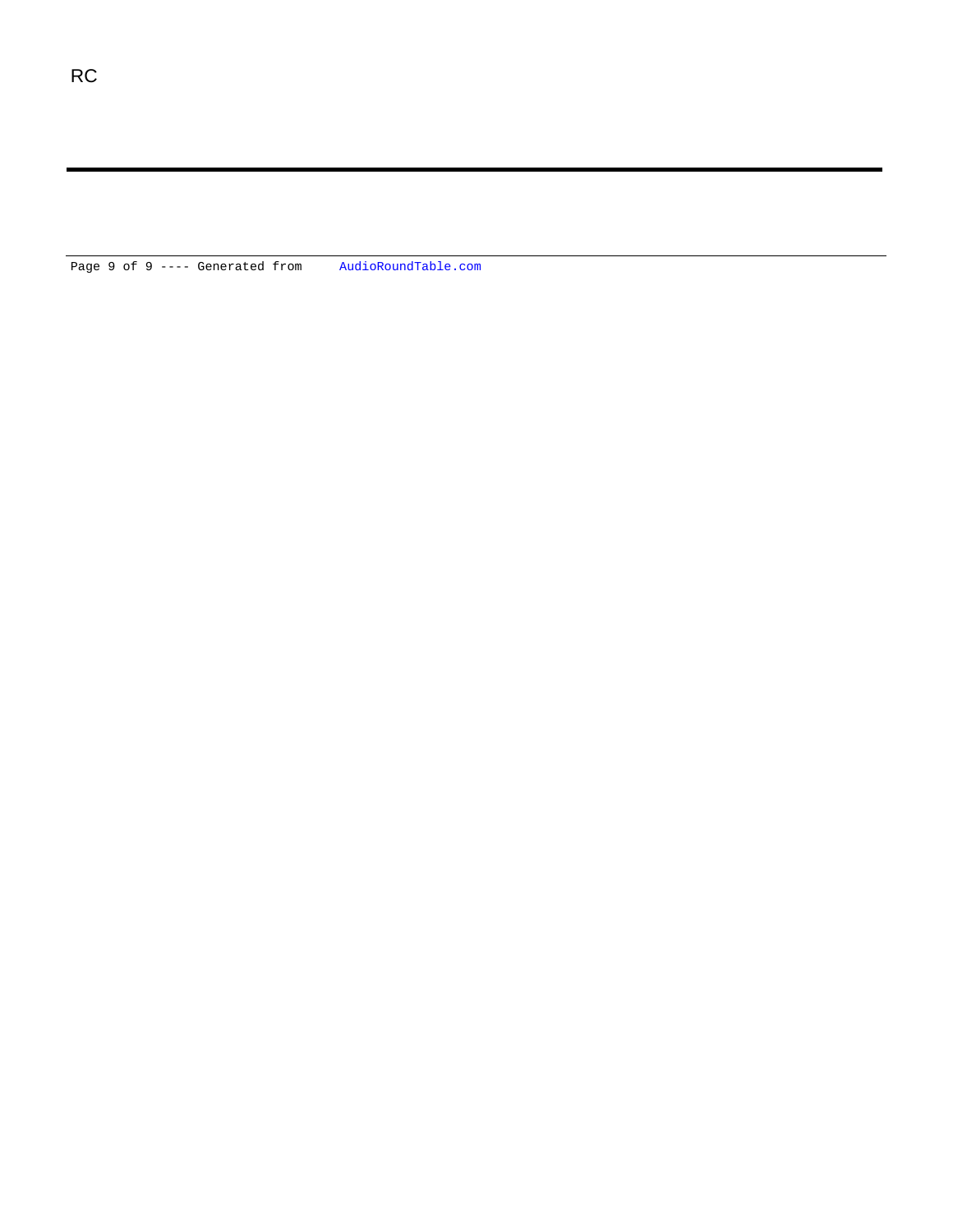RC

---